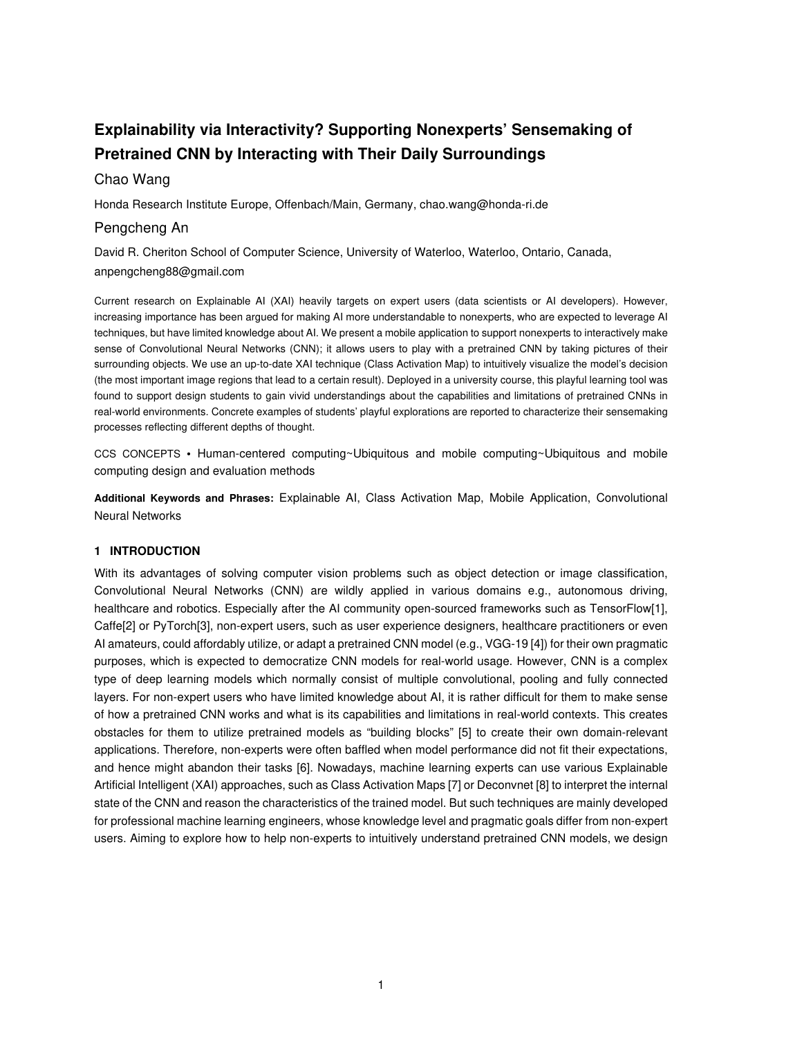# Explainability via Interactivity? Supporting Nonexperts' Sensemaking of Pretrained CNN by Interacting with Their Daily Surroundings

Chao Wang

Honda Research Institute Europe, Offenbach/Main, Germany, chao.wang@honda-ri.de

Pengcheng An

David R. Cheriton School of Computer Science, University of Waterloo, Waterloo, Ontario, Canada, anpengcheng88@gmail.com

Current research on Explainable AI (XAI) heavily targets on expert users (data scientists or AI developers). However, increasing importance has been argued for making AI more understandable to nonexperts, who are expected to leverage AI techniques, but have limited knowledge about AI. We present a mobile application to support nonexperts to interactively make sense of Convolutional Neural Networks (CNN); it allows users to play with a pretrained CNN by taking pictures of their surrounding objects. We use an up-to-date XAI technique (Class Activation Map) to intuitively visualize the model's decision (the most important image regions that lead to a certain result). Deployed in a university course, this playful learning tool was found to support design students to gain vivid understandings about the capabilities and limitations of pretrained CNNs in real-world environments. Concrete examples of students' playful explorations are reported to characterize their sensemaking processes reflecting different depths of thought.

CCS CONCEPTS • Human-centered computing~Ubiquitous and mobile computing~Ubiquitous and mobile computing design and evaluation methods

**Additional Keywords and Phrases:** Explainable AI, Class Activation Map, Mobile Application, Convolutional Neural Networks

## 1 INTRODUCTION

With its advantages of solving computer vision problems such as object detection or image classification, Convolutional Neural Networks (CNN) are wildly applied in various domains e.g., autonomous driving, healthcare and robotics. Especially after the AI community open-sourced frameworks such as TensorFlow[1], Caffe[2] or PyTorch[3], non-expert users, such as user experience designers, healthcare practitioners or even AI amateurs, could affordably utilize, or adapt a pretrained CNN model (e.g., VGG-19 [4]) for their own pragmatic purposes, which is expected to democratize CNN models for real-world usage. However, CNN is a complex type of deep learning models which normally consist of multiple convolutional, pooling and fully connected layers. For non-expert users who have limited knowledge about AI, it is rather difficult for them to make sense of how a pretrained CNN works and what is its capabilities and limitations in real-world contexts. This creates obstacles for them to utilize pretrained models as "building blocks" [5] to create their own domain-relevant applications. Therefore, non-experts were often baffled when model performance did not fit their expectations, and hence might abandon their tasks [6]. Nowadays, machine learning experts can use various Explainable Artificial Intelligent (XAI) approaches, such as Class Activation Maps [7] or Deconvnet [8] to interpret the internal state of the CNN and reason the characteristics of the trained model. But such techniques are mainly developed for professional machine learning engineers, whose knowledge level and pragmatic goals differ from non-expert users. Aiming to explore how to help non-experts to intuitively understand pretrained CNN models, we design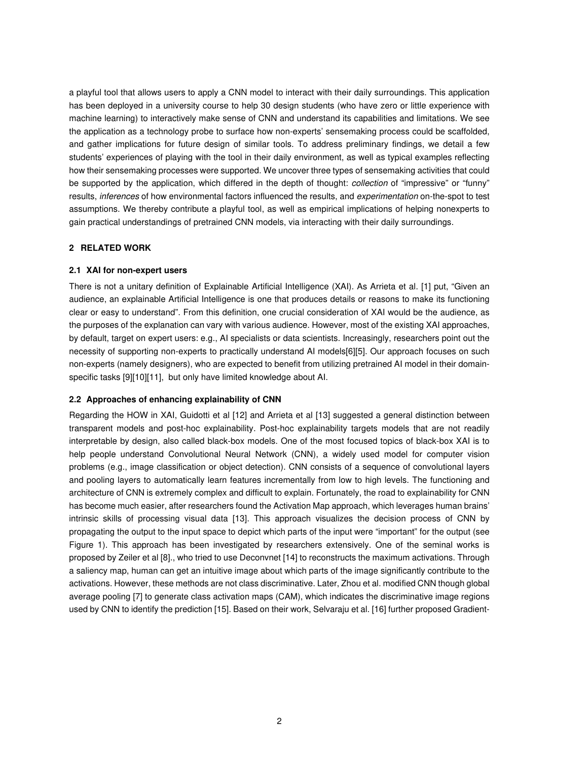a playful tool that allows users to apply a CNN model to interact with their daily surroundings. This application has been deployed in a university course to help 30 design students (who have zero or little experience with machine learning) to interactively make sense of CNN and understand its capabilities and limitations. We see the application as a technology probe to surface how non-experts' sensemaking process could be scaffolded, and gather implications for future design of similar tools. To address preliminary findings, we detail a few students' experiences of playing with the tool in their daily environment, as well as typical examples reflecting how their sensemaking processes were supported. We uncover three types of sensemaking activities that could be supported by the application, which differed in the depth of thought: *collection* of "impressive" or "funny" results, *inferences* of how environmental factors influenced the results, and *experimentation* on-the-spot to test assumptions. We thereby contribute a playful tool, as well as empirical implications of helping nonexperts to gain practical understandings of pretrained CNN models, via interacting with their daily surroundings.

## 2 RELATED WORK

### 2.1 XAI for non-expert users

There is not a unitary definition of Explainable Artificial Intelligence (XAI). As Arrieta et al. [1] put, "Given an audience, an explainable Artificial Intelligence is one that produces details or reasons to make its functioning clear or easy to understand". From this definition, one crucial consideration of XAI would be the audience, as the purposes of the explanation can vary with various audience. However, most of the existing XAI approaches, by default, target on expert users: e.g., AI specialists or data scientists. Increasingly, researchers point out the necessity of supporting non-experts to practically understand AI models[6][5]. Our approach focuses on such non-experts (namely designers), who are expected to benefit from utilizing pretrained AI model in their domain-specific tasks [9][10][11], but only have limited knowledge about AI.

### 2.2 Approaches of enhancing explainability of CNN

Regarding the HOW in XAI, Guidotti et al [12] and Arrieta et al [13] suggested a general distinction between transparent models and post-hoc explainability. Post-hoc explainability targets models that are not readily interpretable by design, also called black-box models. One of the most focused topics of black-box XAI is to help people understand Convolutional Neural Network (CNN), a widely used model for computer vision problems (e.g., image classification or object detection). CNN consists of a sequence of convolutional layers and pooling layers to automatically learn features incrementally from low to high levels. The functioning and architecture of CNN is extremely complex and difficult to explain. Fortunately, the road to explainability for CNN has become much easier, after researchers found the Activation Map approach, which leverages human brains' intrinsic skills of processing visual data [13]. This approach visualizes the decision process of CNN by propagating the output to the input space to depict which parts of the input were "important" for the output (see Figure 1). This approach has been investigated by researchers extensively. One of the seminal works is proposed by Zeiler et al [8]., who tried to use Deconvnet [14] to reconstructs the maximum activations. Through a saliency map, human can get an intuitive image about which parts of the image significantly contribute to the activations. However, these methods are not class discriminative. Later, Zhou et al. modified CNN though global average pooling [7] to generate class activation maps (CAM), which indicates the discriminative image regions used by CNN to identify the prediction [15]. Based on their work, Selvaraju et al. [16] further proposed Gradient-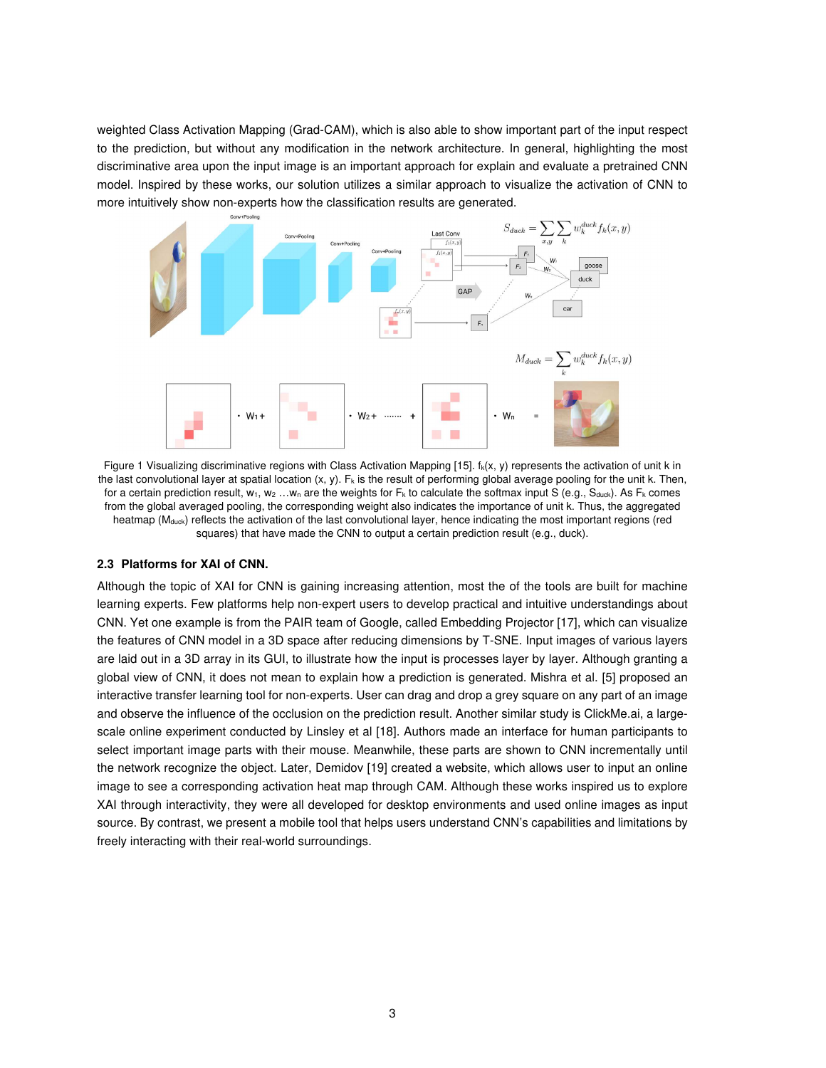weighted Class Activation Mapping (Grad-CAM), which is also able to show important part of the input respect to the prediction, but without any modification in the network architecture. In general, highlighting the most discriminative area upon the input image is an important approach for explain and evaluate a pretrained CNN model. Inspired by these works, our solution utilizes a similar approach to visualize the activation of CNN to more intuitively show non-experts how the classification results are generated.

Figure 1 Visualizing discriminative regions with Class Activation Mapping [15]. $f_k(x, y)$ represents the activation of unit k in the last convolutional layer at spatial location (x, y). $F_k$ is the result of performing global average pooling for the unit k. Then, for a certain prediction result, $w_1$, $w_2$ …$w_n$ are the weights for $F_k$ to calculate the softmax input S (e.g., $S_{duck}$). As $F_k$ comes from the global averaged pooling, the corresponding weight also indicates the importance of unit k. Thus, the aggregated heatmap ($M_{duck}$) reflects the activation of the last convolutional layer, hence indicating the most important regions (red squares) that have made the CNN to output a certain prediction result (e.g., duck).

### 2.3 Platforms for XAI of CNN.

Although the topic of XAI for CNN is gaining increasing attention, most the of the tools are built for machine learning experts. Few platforms help non-expert users to develop practical and intuitive understandings about CNN. Yet one example is from the PAIR team of Google, called Embedding Projector [17], which can visualize the features of CNN model in a 3D space after reducing dimensions by T-SNE. Input images of various layers are laid out in a 3D array in its GUI, to illustrate how the input is processes layer by layer. Although granting a global view of CNN, it does not mean to explain how a prediction is generated. Mishra et al. [5] proposed an interactive transfer learning tool for non-experts. User can drag and drop a grey square on any part of an image and observe the influence of the occlusion on the prediction result. Another similar study is ClickMe.ai, a large-scale online experiment conducted by Linsley et al [18]. Authors made an interface for human participants to select important image parts with their mouse. Meanwhile, these parts are shown to CNN incrementally until the network recognize the object. Later, Demidov [19] created a website, which allows user to input an online image to see a corresponding activation heat map through CAM. Although these works inspired us to explore XAI through interactivity, they were all developed for desktop environments and used online images as input source. By contrast, we present a mobile tool that helps users understand CNN's capabilities and limitations by freely interacting with their real-world surroundings.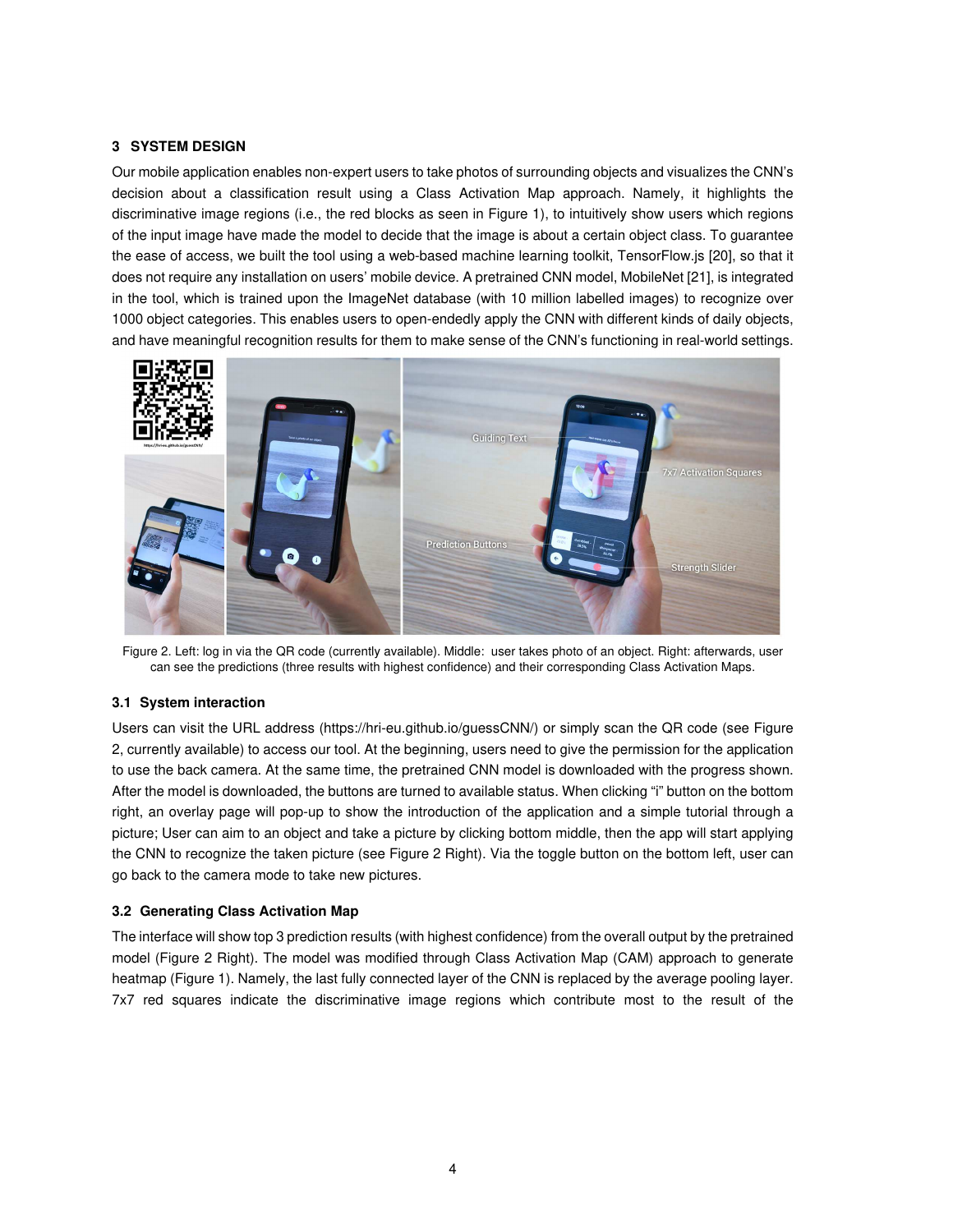## 3 SYSTEM DESIGN

Our mobile application enables non-expert users to take photos of surrounding objects and visualizes the CNN's decision about a classification result using a Class Activation Map approach. Namely, it highlights the discriminative image regions (i.e., the red blocks as seen in Figure 1), to intuitively show users which regions of the input image have made the model to decide that the image is about a certain object class. To guarantee the ease of access, we built the tool using a web-based machine learning toolkit, TensorFlow.js [20], so that it does not require any installation on users' mobile device. A pretrained CNN model, MobileNet [21], is integrated in the tool, which is trained upon the ImageNet database (with 10 million labelled images) to recognize over 1000 object categories. This enables users to open-endedly apply the CNN with different kinds of daily objects, and have meaningful recognition results for them to make sense of the CNN's functioning in real-world settings.

Figure 2. Left: log in via the QR code (currently available). Middle: user takes photo of an object. Right: afterwards, user can see the predictions (three results with highest confidence) and their corresponding Class Activation Maps.

### 3.1 System interaction

Users can visit the URL address (https://hri-eu.github.io/guessCNN/) or simply scan the QR code (see Figure 2, currently available) to access our tool. At the beginning, users need to give the permission for the application to use the back camera. At the same time, the pretrained CNN model is downloaded with the progress shown. After the model is downloaded, the buttons are turned to available status. When clicking "i" button on the bottom right, an overlay page will pop-up to show the introduction of the application and a simple tutorial through a picture; User can aim to an object and take a picture by clicking bottom middle, then the app will start applying the CNN to recognize the taken picture (see Figure 2 Right). Via the toggle button on the bottom left, user can go back to the camera mode to take new pictures.

### 3.2 Generating Class Activation Map

The interface will show top 3 prediction results (with highest confidence) from the overall output by the pretrained model (Figure 2 Right). The model was modified through Class Activation Map (CAM) approach to generate heatmap (Figure 1). Namely, the last fully connected layer of the CNN is replaced by the average pooling layer. 7x7 red squares indicate the discriminative image regions which contribute most to the result of the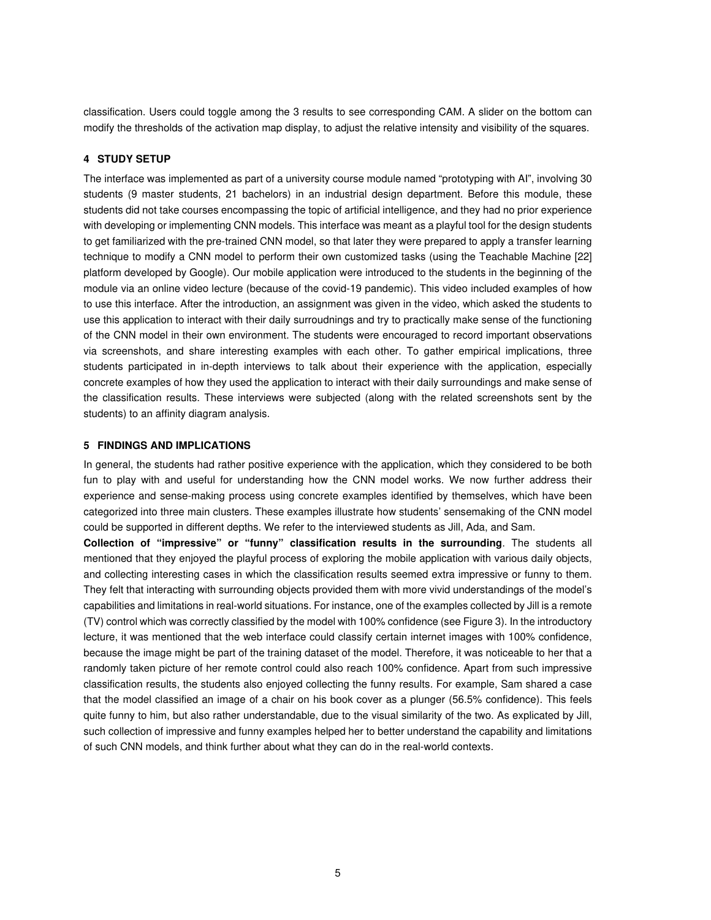classification. Users could toggle among the 3 results to see corresponding CAM. A slider on the bottom can modify the thresholds of the activation map display, to adjust the relative intensity and visibility of the squares.

## 4 STUDY SETUP

The interface was implemented as part of a university course module named "prototyping with AI", involving 30 students (9 master students, 21 bachelors) in an industrial design department. Before this module, these students did not take courses encompassing the topic of artificial intelligence, and they had no prior experience with developing or implementing CNN models. This interface was meant as a playful tool for the design students to get familiarized with the pre-trained CNN model, so that later they were prepared to apply a transfer learning technique to modify a CNN model to perform their own customized tasks (using the Teachable Machine [22] platform developed by Google). Our mobile application were introduced to the students in the beginning of the module via an online video lecture (because of the covid-19 pandemic). This video included examples of how to use this interface. After the introduction, an assignment was given in the video, which asked the students to use this application to interact with their daily surroudnings and try to practically make sense of the functioning of the CNN model in their own environment. The students were encouraged to record important observations via screenshots, and share interesting examples with each other. To gather empirical implications, three students participated in in-depth interviews to talk about their experience with the application, especially concrete examples of how they used the application to interact with their daily surroundings and make sense of the classification results. These interviews were subjected (along with the related screenshots sent by the students) to an affinity diagram analysis.

## 5 FINDINGS AND IMPLICATIONS

In general, the students had rather positive experience with the application, which they considered to be both fun to play with and useful for understanding how the CNN model works. We now further address their experience and sense-making process using concrete examples identified by themselves, which have been categorized into three main clusters. These examples illustrate how students' sensemaking of the CNN model could be supported in different depths. We refer to the interviewed students as Jill, Ada, and Sam.

**Collection of "impressive" or "funny" classification results in the surrounding**. The students all mentioned that they enjoyed the playful process of exploring the mobile application with various daily objects, and collecting interesting cases in which the classification results seemed extra impressive or funny to them. They felt that interacting with surrounding objects provided them with more vivid understandings of the model's capabilities and limitations in real-world situations. For instance, one of the examples collected by Jill is a remote (TV) control which was correctly classified by the model with 100% confidence (see Figure 3). In the introductory lecture, it was mentioned that the web interface could classify certain internet images with 100% confidence, because the image might be part of the training dataset of the model. Therefore, it was noticeable to her that a randomly taken picture of her remote control could also reach 100% confidence. Apart from such impressive classification results, the students also enjoyed collecting the funny results. For example, Sam shared a case that the model classified an image of a chair on his book cover as a plunger (56.5% confidence). This feels quite funny to him, but also rather understandable, due to the visual similarity of the two. As explicated by Jill, such collection of impressive and funny examples helped her to better understand the capability and limitations of such CNN models, and think further about what they can do in the real-world contexts.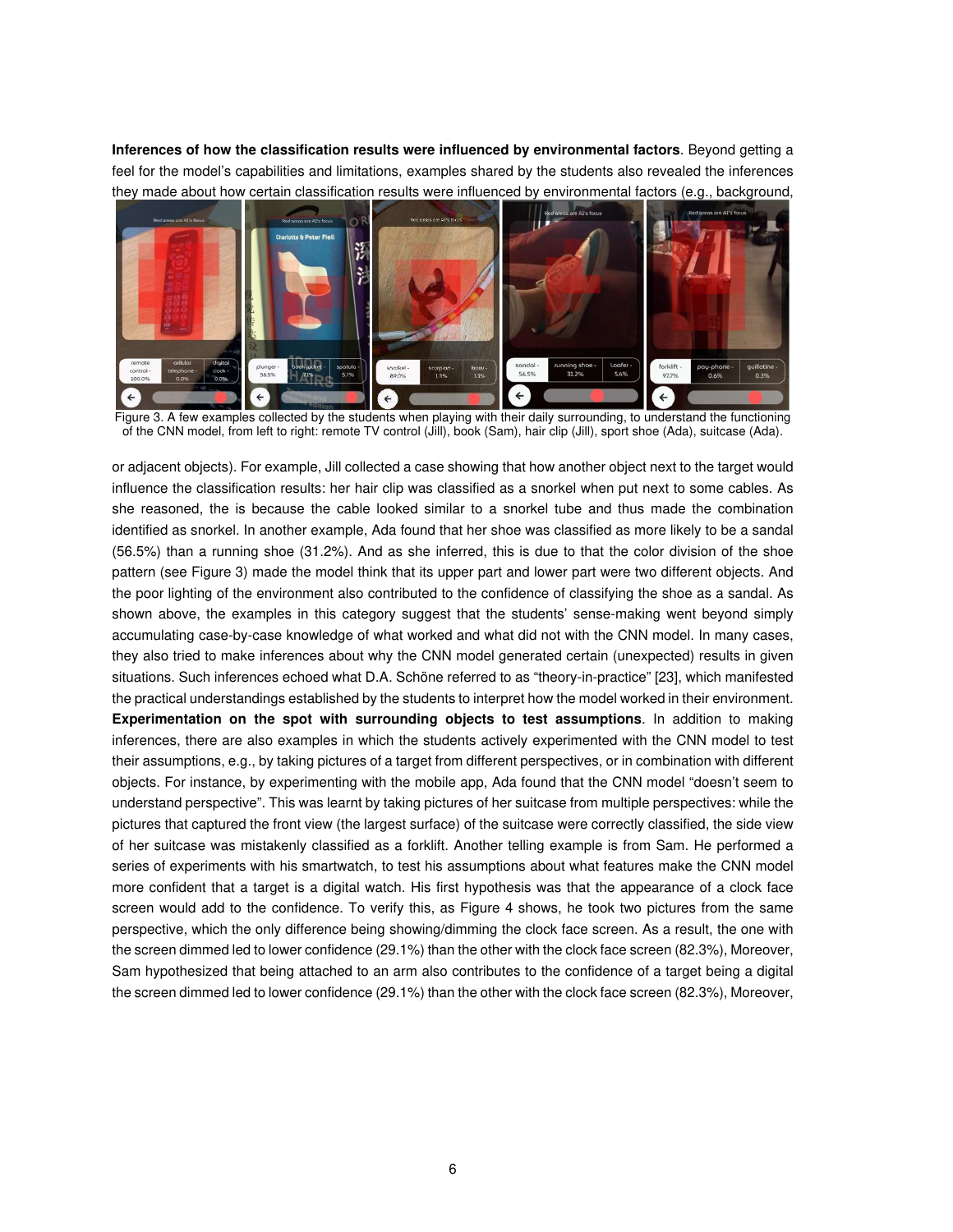**Inferences of how the classification results were influenced by environmental factors**. Beyond getting a feel for the model's capabilities and limitations, examples shared by the students also revealed the inferences they made about how certain classification results were influenced by environmental factors (e.g., background,

Figure 3. A few examples collected by the students when playing with their daily surrounding, to understand the functioning of the CNN model, from left to right: remote TV control (Jill), book (Sam), hair clip (Jill), sport shoe (Ada), suitcase (Ada).

or adjacent objects). For example, Jill collected a case showing that how another object next to the target would influence the classification results: her hair clip was classified as a snorkel when put next to some cables. As she reasoned, the is because the cable looked similar to a snorkel tube and thus made the combination identified as snorkel. In another example, Ada found that her shoe was classified as more likely to be a sandal (56.5%) than a running shoe (31.2%). And as she inferred, this is due to that the color division of the shoe pattern (see Figure 3) made the model think that its upper part and lower part were two different objects. And the poor lighting of the environment also contributed to the confidence of classifying the shoe as a sandal. As shown above, the examples in this category suggest that the students' sense-making went beyond simply accumulating case-by-case knowledge of what worked and what did not with the CNN model. In many cases, they also tried to make inferences about why the CNN model generated certain (unexpected) results in given situations. Such inferences echoed what D.A. Schöne referred to as "theory-in-practice" [23], which manifested the practical understandings established by the students to interpret how the model worked in their environment.

**Experimentation on the spot with surrounding objects to test assumptions**. In addition to making inferences, there are also examples in which the students actively experimented with the CNN model to test their assumptions, e.g., by taking pictures of a target from different perspectives, or in combination with different objects. For instance, by experimenting with the mobile app, Ada found that the CNN model "doesn't seem to understand perspective". This was learnt by taking pictures of her suitcase from multiple perspectives: while the pictures that captured the front view (the largest surface) of the suitcase were correctly classified, the side view of her suitcase was mistakenly classified as a forklift. Another telling example is from Sam. He performed a series of experiments with his smartwatch, to test his assumptions about what features make the CNN model more confident that a target is a digital watch. His first hypothesis was that the appearance of a clock face screen would add to the confidence. To verify this, as Figure 4 shows, he took two pictures from the same perspective, which the only difference being showing/dimming the clock face screen. As a result, the one with the screen dimmed led to lower confidence (29.1%) than the other with the clock face screen (82.3%), Moreover, Sam hypothesized that being attached to an arm also contributes to the confidence of a target being a digital the screen dimmed led to lower confidence (29.1%) than the other with the clock face screen (82.3%), Moreover,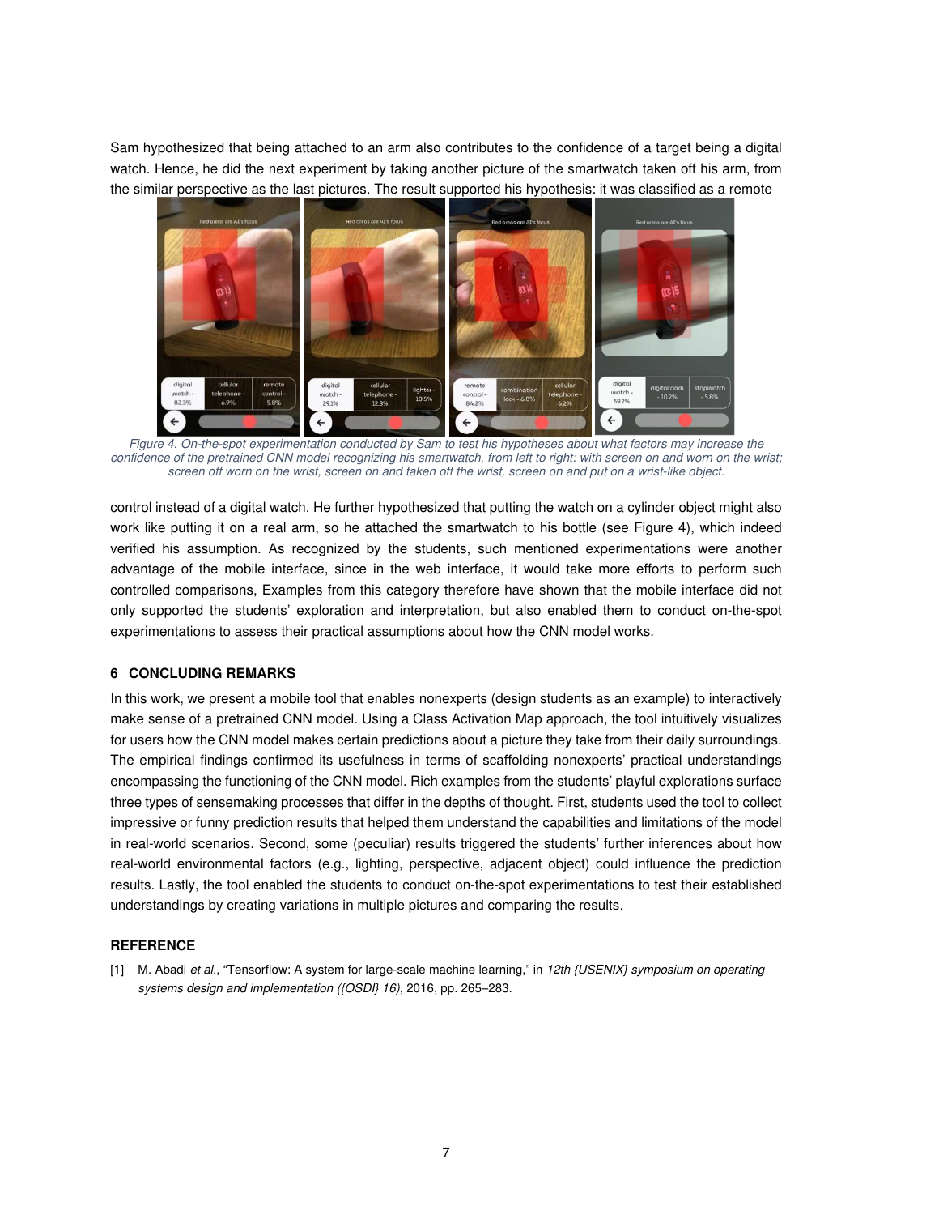Sam hypothesized that being attached to an arm also contributes to the confidence of a target being a digital watch. Hence, he did the next experiment by taking another picture of the smartwatch taken off his arm, from the similar perspective as the last pictures. The result supported his hypothesis: it was classified as a remote control instead of a digital watch. He further hypothesized that putting the watch on a cylinder object might also work like putting it on a real arm, so he attached the smartwatch to his bottle (see Figure 4), which indeed verified his assumption. As recognized by the students, such mentioned experimentations were another advantage of the mobile interface, since in the web interface, it would take more efforts to perform such controlled comparisons, Examples from this category therefore have shown that the mobile interface did not only supported the students' exploration and interpretation, but also enabled them to conduct on-the-spot experimentations to assess their practical assumptions about how the CNN model works.

*Figure 4. On-the-spot experimentation conducted by Sam to test his hypotheses about what factors may increase the confidence of the pretrained CNN model recognizing his smartwatch, from left to right: with screen on and worn on the wrist; screen off worn on the wrist, screen on and taken off the wrist, screen on and put on a wrist-like object.*

## 6 CONCLUDING REMARKS

In this work, we present a mobile tool that enables nonexperts (design students as an example) to interactively make sense of a pretrained CNN model. Using a Class Activation Map approach, the tool intuitively visualizes for users how the CNN model makes certain predictions about a picture they take from their daily surroundings. The empirical findings confirmed its usefulness in terms of scaffolding nonexperts' practical understandings encompassing the functioning of the CNN model. Rich examples from the students' playful explorations surface three types of sensemaking processes that differ in the depths of thought. First, students used the tool to collect impressive or funny prediction results that helped them understand the capabilities and limitations of the model in real-world scenarios. Second, some (peculiar) results triggered the students' further inferences about how real-world environmental factors (e.g., lighting, perspective, adjacent object) could influence the prediction results. Lastly, the tool enabled the students to conduct on-the-spot experimentations to test their established understandings by creating variations in multiple pictures and comparing the results.

## REFERENCE

[1] M. Abadi *et al.*, "Tensorflow: A system for large-scale machine learning," in *12th {USENIX} symposium on operating systems design and implementation ({OSDI} 16)*, 2016, pp. 265–283.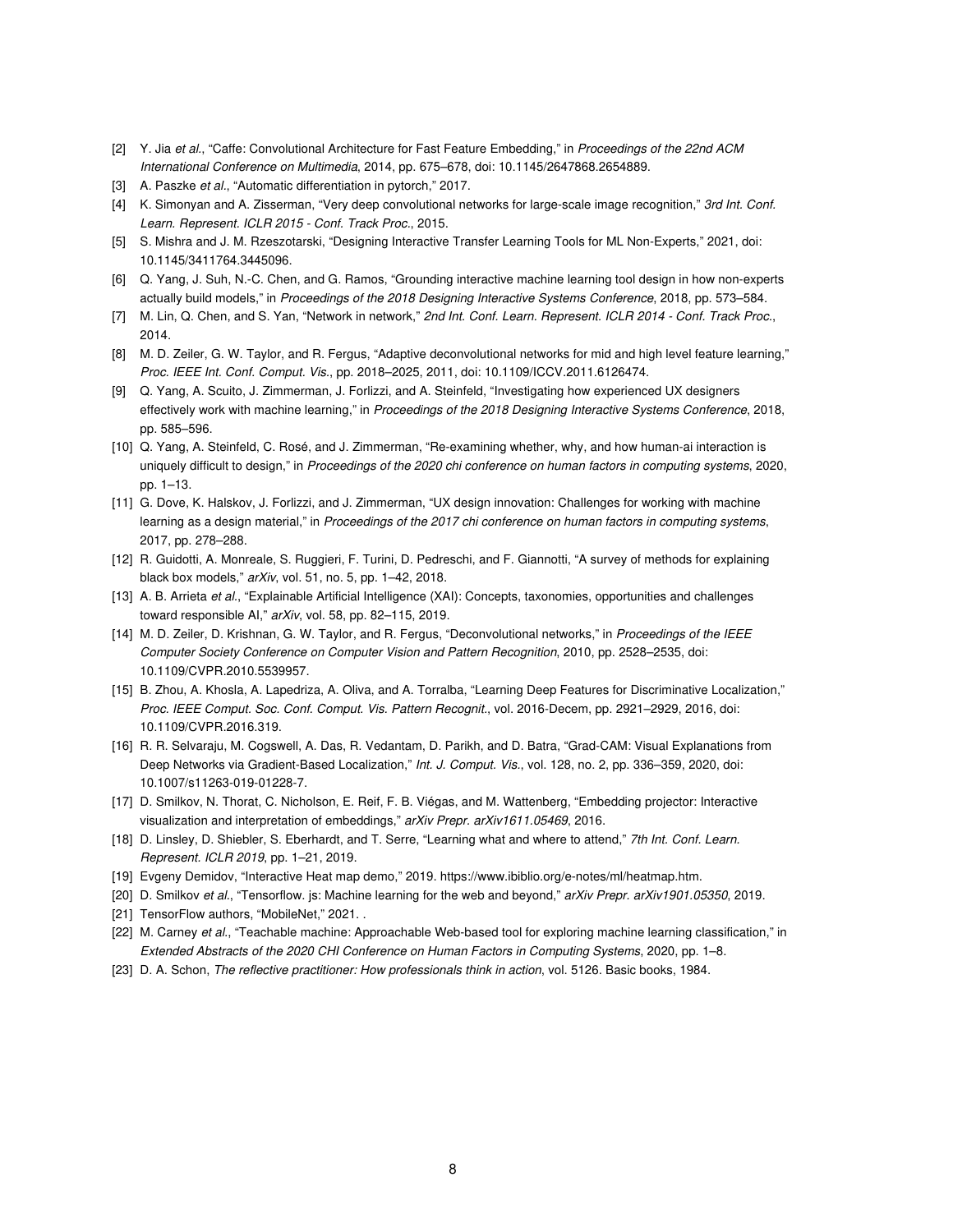[2] Y. Jia *et al.*, "Caffe: Convolutional Architecture for Fast Feature Embedding," in *Proceedings of the 22nd ACM International Conference on Multimedia*, 2014, pp. 675–678, doi: 10.1145/2647868.2654889.

[3] A. Paszke *et al.*, "Automatic differentiation in pytorch," 2017.

[4] K. Simonyan and A. Zisserman, "Very deep convolutional networks for large-scale image recognition," *3rd Int. Conf. Learn. Represent. ICLR 2015 - Conf. Track Proc.*, 2015.

[5] S. Mishra and J. M. Rzeszotarski, "Designing Interactive Transfer Learning Tools for ML Non-Experts," 2021, doi: 10.1145/3411764.3445096.

[6] Q. Yang, J. Suh, N.-C. Chen, and G. Ramos, "Grounding interactive machine learning tool design in how non-experts actually build models," in *Proceedings of the 2018 Designing Interactive Systems Conference*, 2018, pp. 573–584.

[7] M. Lin, Q. Chen, and S. Yan, "Network in network," *2nd Int. Conf. Learn. Represent. ICLR 2014 - Conf. Track Proc.*, 2014.

[8] M. D. Zeiler, G. W. Taylor, and R. Fergus, "Adaptive deconvolutional networks for mid and high level feature learning," *Proc. IEEE Int. Conf. Comput. Vis.*, pp. 2018–2025, 2011, doi: 10.1109/ICCV.2011.6126474.

[9] Q. Yang, A. Scuito, J. Zimmerman, J. Forlizzi, and A. Steinfeld, "Investigating how experienced UX designers effectively work with machine learning," in *Proceedings of the 2018 Designing Interactive Systems Conference*, 2018, pp. 585–596.

[10] Q. Yang, A. Steinfeld, C. Rosé, and J. Zimmerman, "Re-examining whether, why, and how human-ai interaction is uniquely difficult to design," in *Proceedings of the 2020 chi conference on human factors in computing systems*, 2020, pp. 1–13.

[11] G. Dove, K. Halskov, J. Forlizzi, and J. Zimmerman, "UX design innovation: Challenges for working with machine learning as a design material," in *Proceedings of the 2017 chi conference on human factors in computing systems*, 2017, pp. 278–288.

[12] R. Guidotti, A. Monreale, S. Ruggieri, F. Turini, D. Pedreschi, and F. Giannotti, "A survey of methods for explaining black box models," *arXiv*, vol. 51, no. 5, pp. 1–42, 2018.

[13] A. B. Arrieta *et al.*, "Explainable Artificial Intelligence (XAI): Concepts, taxonomies, opportunities and challenges toward responsible AI," *arXiv*, vol. 58, pp. 82–115, 2019.

[14] M. D. Zeiler, D. Krishnan, G. W. Taylor, and R. Fergus, "Deconvolutional networks," in *Proceedings of the IEEE Computer Society Conference on Computer Vision and Pattern Recognition*, 2010, pp. 2528–2535, doi: 10.1109/CVPR.2010.5539957.

[15] B. Zhou, A. Khosla, A. Lapedriza, A. Oliva, and A. Torralba, "Learning Deep Features for Discriminative Localization," *Proc. IEEE Comput. Soc. Conf. Comput. Vis. Pattern Recognit.*, vol. 2016-Decem, pp. 2921–2929, 2016, doi: 10.1109/CVPR.2016.319.

[16] R. R. Selvaraju, M. Cogswell, A. Das, R. Vedantam, D. Parikh, and D. Batra, "Grad-CAM: Visual Explanations from Deep Networks via Gradient-Based Localization," *Int. J. Comput. Vis.*, vol. 128, no. 2, pp. 336–359, 2020, doi: 10.1007/s11263-019-01228-7.

[17] D. Smilkov, N. Thorat, C. Nicholson, E. Reif, F. B. Viégas, and M. Wattenberg, "Embedding projector: Interactive visualization and interpretation of embeddings," *arXiv Prepr. arXiv1611.05469*, 2016.

[18] D. Linsley, D. Shiebler, S. Eberhardt, and T. Serre, "Learning what and where to attend," *7th Int. Conf. Learn. Represent. ICLR 2019*, pp. 1–21, 2019.

[19] Evgeny Demidov, "Interactive Heat map demo," 2019. https://www.ibiblio.org/e-notes/ml/heatmap.htm.

[20] D. Smilkov *et al.*, "Tensorflow. js: Machine learning for the web and beyond," *arXiv Prepr. arXiv1901.05350*, 2019.

[21] TensorFlow authors, "MobileNet," 2021. .

[22] M. Carney *et al.*, "Teachable machine: Approachable Web-based tool for exploring machine learning classification," in *Extended Abstracts of the 2020 CHI Conference on Human Factors in Computing Systems*, 2020, pp. 1–8.

[23] D. A. Schon, *The reflective practitioner: How professionals think in action*, vol. 5126. Basic books, 1984.